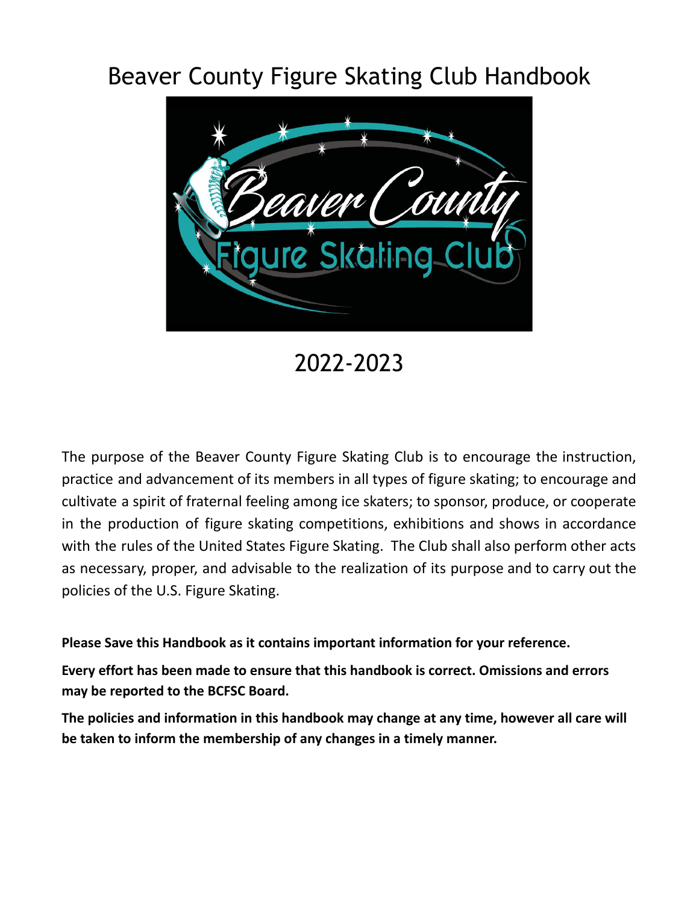# Beaver County Figure Skating Club Handbook

## 2022-2023

The purpose of the Beaver County Figure Skating Club is to encourage the instruction, practice and advancement of its members in all types of figure skating; to encourage and cultivate a spirit of fraternal feeling among ice skaters; to sponsor, produce, or cooperate in the production of figure skating competitions, exhibitions and shows in accordance with the rules of the United States Figure Skating. The Club shall also perform other acts as necessary, proper, and advisable to the realization of its purpose and to carry out the policies of the U.S. Figure Skating.

**Please Save this Handbook as it contains important information for your reference.**

**Every effort has been made to ensure that this handbook is correct. Omissions and errors may be reported to the BCFSC Board.**

**The policies and information in this handbook may change at any time, however all care will be taken to inform the membership of any changes in a timely manner.**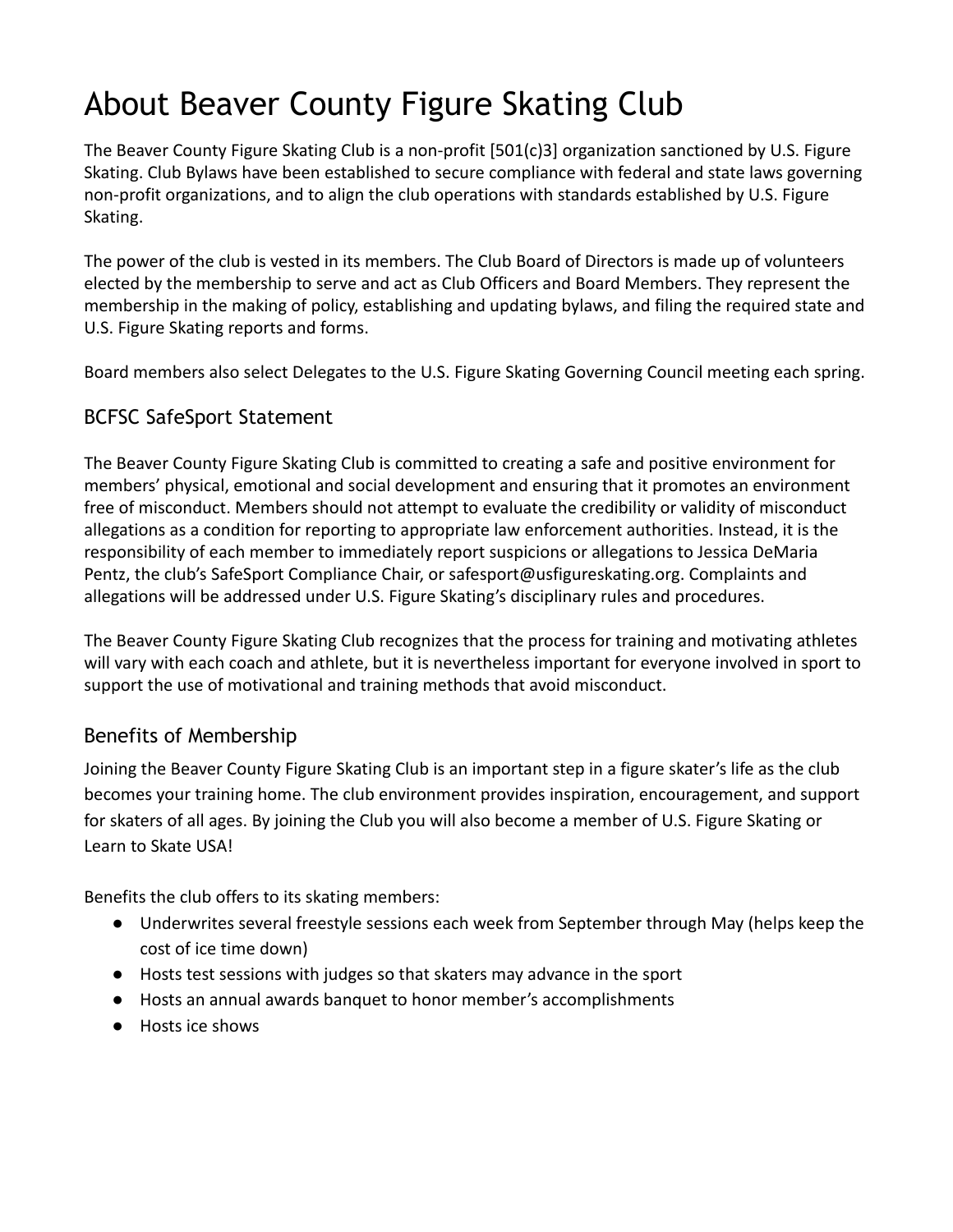# About Beaver County Figure Skating Club

The Beaver County Figure Skating Club is a non-profit [501(c)3] organization sanctioned by U.S. Figure Skating. Club Bylaws have been established to secure compliance with federal and state laws governing non-profit organizations, and to align the club operations with standards established by U.S. Figure Skating.

The power of the club is vested in its members. The Club Board of Directors is made up of volunteers elected by the membership to serve and act as Club Officers and Board Members. They represent the membership in the making of policy, establishing and updating bylaws, and filing the required state and U.S. Figure Skating reports and forms.

Board members also select Delegates to the U.S. Figure Skating Governing Council meeting each spring.

## BCFSC SafeSport Statement

The Beaver County Figure Skating Club is committed to creating a safe and positive environment for members' physical, emotional and social development and ensuring that it promotes an environment free of misconduct. Members should not attempt to evaluate the credibility or validity of misconduct allegations as a condition for reporting to appropriate law enforcement authorities. Instead, it is the responsibility of each member to immediately report suspicions or allegations to Jessica DeMaria Pentz, the club's SafeSport Compliance Chair, or safesport@usfigureskating.org. Complaints and allegations will be addressed under U.S. Figure Skating's disciplinary rules and procedures.

The Beaver County Figure Skating Club recognizes that the process for training and motivating athletes will vary with each coach and athlete, but it is nevertheless important for everyone involved in sport to support the use of motivational and training methods that avoid misconduct.

## Benefits of Membership

Joining the Beaver County Figure Skating Club is an important step in a figure skater's life as the club becomes your training home. The club environment provides inspiration, encouragement, and support for skaters of all ages. By joining the Club you will also become a member of U.S. Figure Skating or Learn to Skate USA!

Benefits the club offers to its skating members:

- Underwrites several freestyle sessions each week from September through May (helps keep the cost of ice time down)
- Hosts test sessions with judges so that skaters may advance in the sport
- Hosts an annual awards banquet to honor member's accomplishments
- Hosts ice shows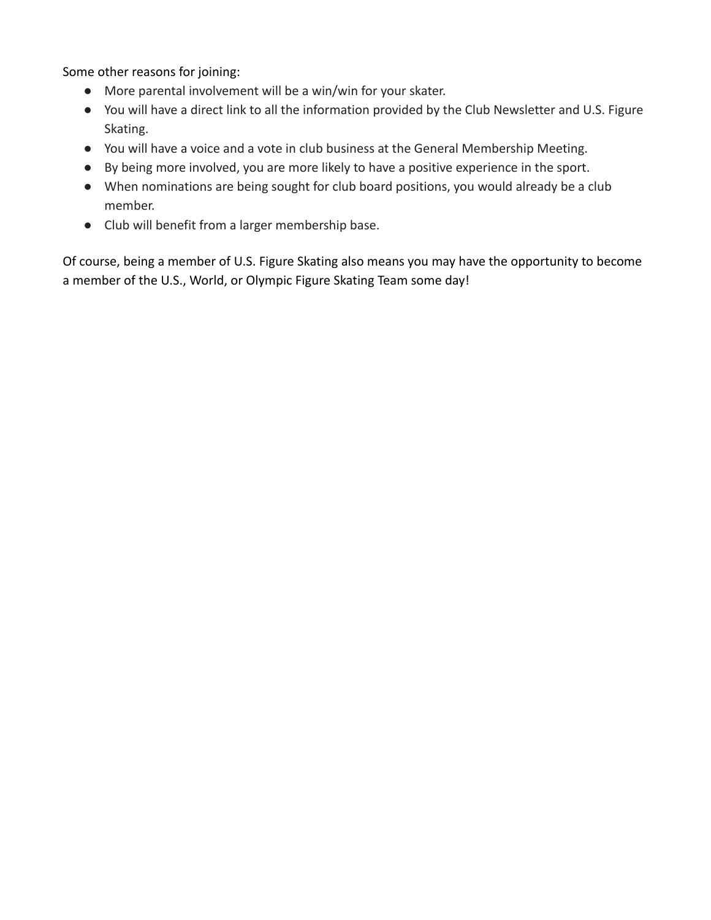Some other reasons for joining:

- More parental involvement will be a win/win for your skater.
- You will have a direct link to all the information provided by the Club Newsletter and U.S. Figure Skating.
- You will have a voice and a vote in club business at the General Membership Meeting.
- By being more involved, you are more likely to have a positive experience in the sport.
- When nominations are being sought for club board positions, you would already be a club member.
- Club will benefit from a larger membership base.

Of course, being a member of U.S. Figure Skating also means you may have the opportunity to become a member of the U.S., World, or Olympic Figure Skating Team some day!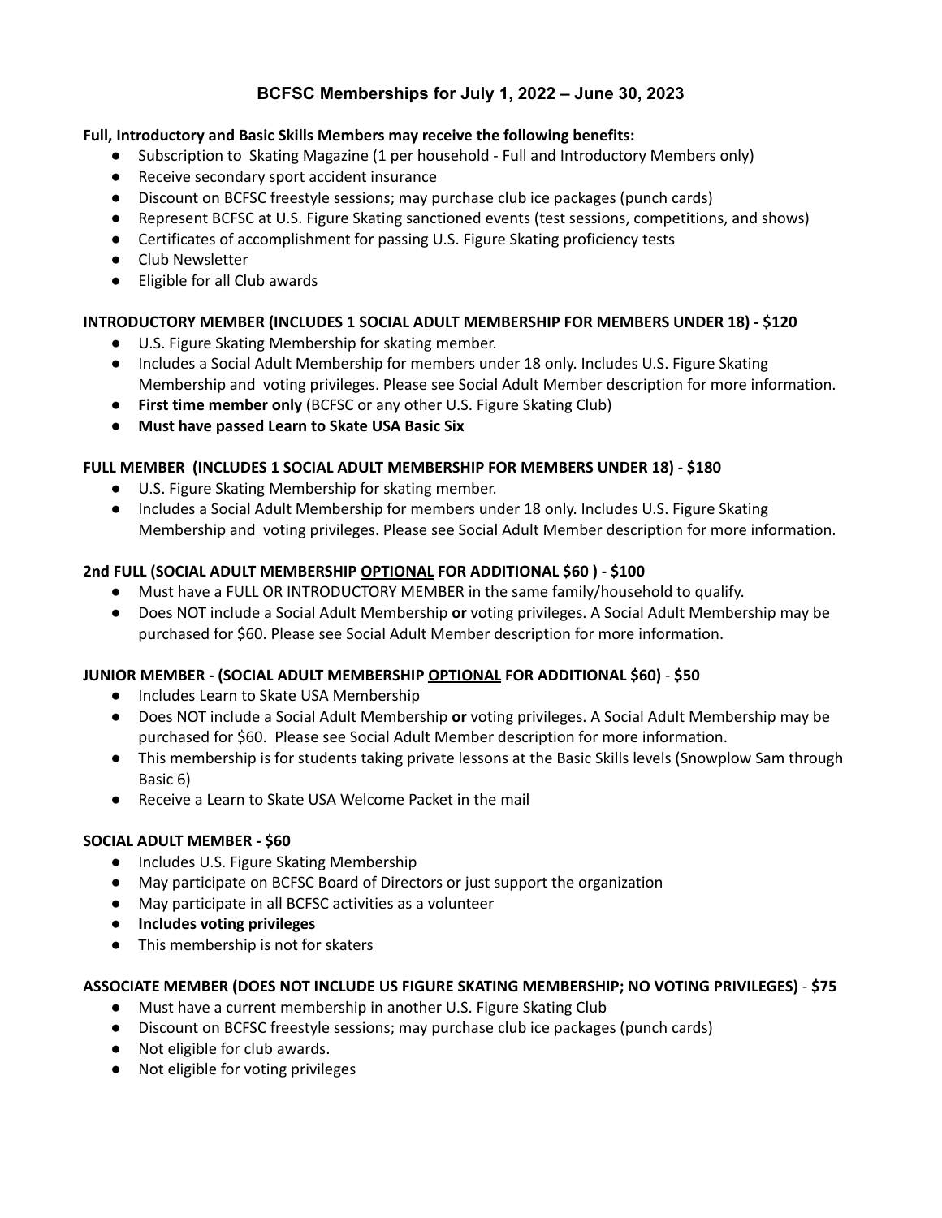# BCFSC Memberships for July 1, 2022 – June 30, 2023

**Full, Introductory and Basic Skills Members may receive the following benefits:**

- Subscription to Skating Magazine (1 per household - Full and Introductory Members only)
- Receive secondary sport accident insurance
- Discount on BCFSC freestyle sessions; may purchase club ice packages (punch cards)
- Represent BCFSC at U.S. Figure Skating sanctioned events (test sessions, competitions, and shows)
- Certificates of accomplishment for passing U.S. Figure Skating proficiency tests
- Club Newsletter
- Eligible for all Club awards

**INTRODUCTORY MEMBER (INCLUDES 1 SOCIAL ADULT MEMBERSHIP FOR MEMBERS UNDER 18) - $120**

- U.S. Figure Skating Membership for skating member.
- Includes a Social Adult Membership for members under 18 only. Includes U.S. Figure Skating Membership and voting privileges. Please see Social Adult Member description for more information.
- **First time member only** (BCFSC or any other U.S. Figure Skating Club)
- **Must have passed Learn to Skate USA Basic Six**

**FULL MEMBER (INCLUDES 1 SOCIAL ADULT MEMBERSHIP FOR MEMBERS UNDER 18) - $180**

- U.S. Figure Skating Membership for skating member.
- Includes a Social Adult Membership for members under 18 only. Includes U.S. Figure Skating Membership and voting privileges. Please see Social Adult Member description for more information.

**2nd FULL (SOCIAL ADULT MEMBERSHIP <u>OPTIONAL</u> FOR ADDITIONAL $60 ) - $100**

- Must have a FULL OR INTRODUCTORY MEMBER in the same family/household to qualify.
- Does NOT include a Social Adult Membership **or** voting privileges. A Social Adult Membership may be purchased for $60. Please see Social Adult Member description for more information.

**JUNIOR MEMBER - (SOCIAL ADULT MEMBERSHIP <u>OPTIONAL</u> FOR ADDITIONAL $60) - $50**

- Includes Learn to Skate USA Membership
- Does NOT include a Social Adult Membership **or** voting privileges. A Social Adult Membership may be purchased for $60. Please see Social Adult Member description for more information.
- This membership is for students taking private lessons at the Basic Skills levels (Snowplow Sam through Basic 6)
- Receive a Learn to Skate USA Welcome Packet in the mail

**SOCIAL ADULT MEMBER - $60**

- Includes U.S. Figure Skating Membership
- May participate on BCFSC Board of Directors or just support the organization
- May participate in all BCFSC activities as a volunteer
- **Includes voting privileges**
- This membership is not for skaters

**ASSOCIATE MEMBER (DOES NOT INCLUDE US FIGURE SKATING MEMBERSHIP; NO VOTING PRIVILEGES) - $75**

- Must have a current membership in another U.S. Figure Skating Club
- Discount on BCFSC freestyle sessions; may purchase club ice packages (punch cards)
- Not eligible for club awards.
- Not eligible for voting privileges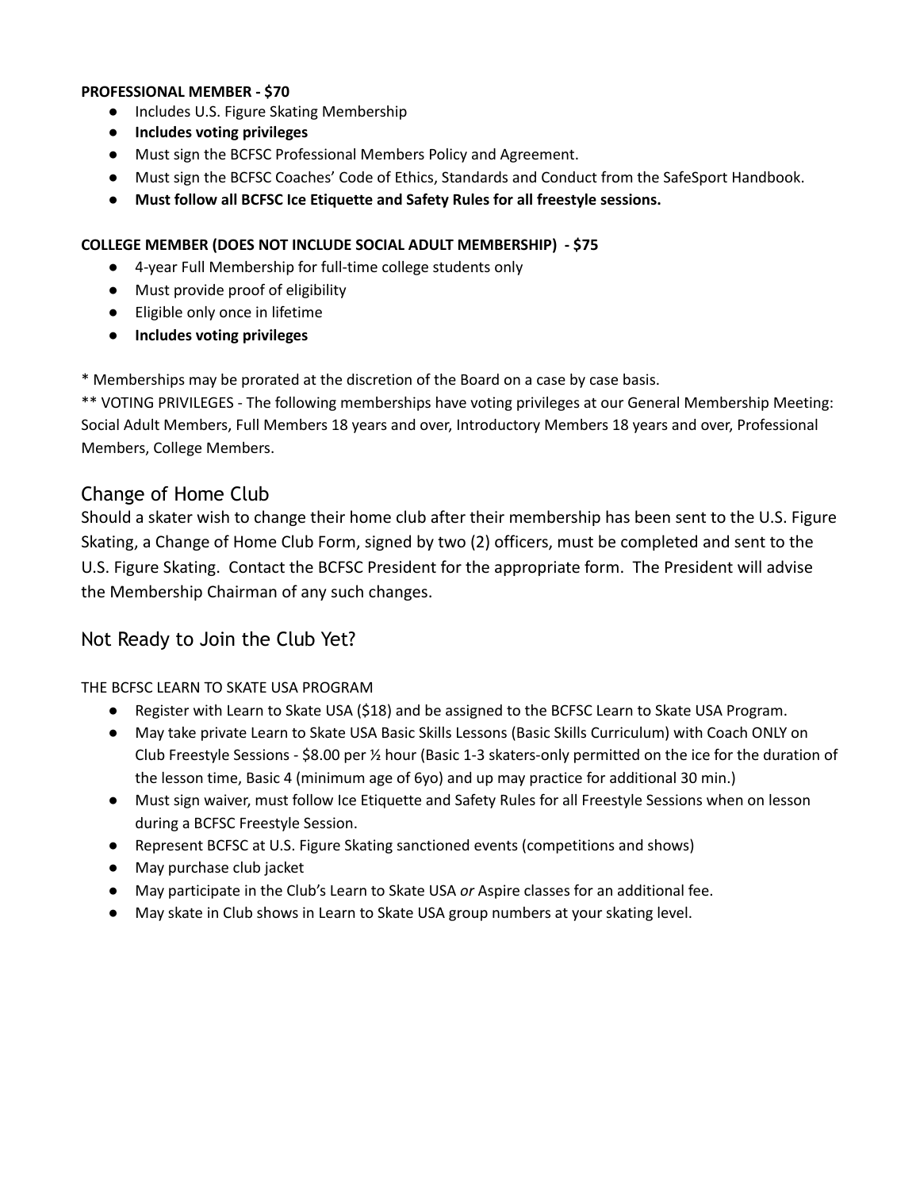**PROFESSIONAL MEMBER - $70**

- Includes U.S. Figure Skating Membership
- **Includes voting privileges**
- Must sign the BCFSC Professional Members Policy and Agreement.
- Must sign the BCFSC Coaches' Code of Ethics, Standards and Conduct from the SafeSport Handbook.
- **Must follow all BCFSC Ice Etiquette and Safety Rules for all freestyle sessions.**

**COLLEGE MEMBER (DOES NOT INCLUDE SOCIAL ADULT MEMBERSHIP) - $75**

- 4-year Full Membership for full-time college students only
- Must provide proof of eligibility
- Eligible only once in lifetime
- **Includes voting privileges**

* Memberships may be prorated at the discretion of the Board on a case by case basis.
** VOTING PRIVILEGES - The following memberships have voting privileges at our General Membership Meeting: Social Adult Members, Full Members 18 years and over, Introductory Members 18 years and over, Professional Members, College Members.

## Change of Home Club

Should a skater wish to change their home club after their membership has been sent to the U.S. Figure Skating, a Change of Home Club Form, signed by two (2) officers, must be completed and sent to the U.S. Figure Skating. Contact the BCFSC President for the appropriate form. The President will advise the Membership Chairman of any such changes.

## Not Ready to Join the Club Yet?

THE BCFSC LEARN TO SKATE USA PROGRAM

- Register with Learn to Skate USA ($18) and be assigned to the BCFSC Learn to Skate USA Program.
- May take private Learn to Skate USA Basic Skills Lessons (Basic Skills Curriculum) with Coach ONLY on Club Freestyle Sessions - $8.00 per ½ hour (Basic 1-3 skaters-only permitted on the ice for the duration of the lesson time, Basic 4 (minimum age of 6yo) and up may practice for additional 30 min.)
- Must sign waiver, must follow Ice Etiquette and Safety Rules for all Freestyle Sessions when on lesson during a BCFSC Freestyle Session.
- Represent BCFSC at U.S. Figure Skating sanctioned events (competitions and shows)
- May purchase club jacket
- May participate in the Club's Learn to Skate USA *or* Aspire classes for an additional fee.
- May skate in Club shows in Learn to Skate USA group numbers at your skating level.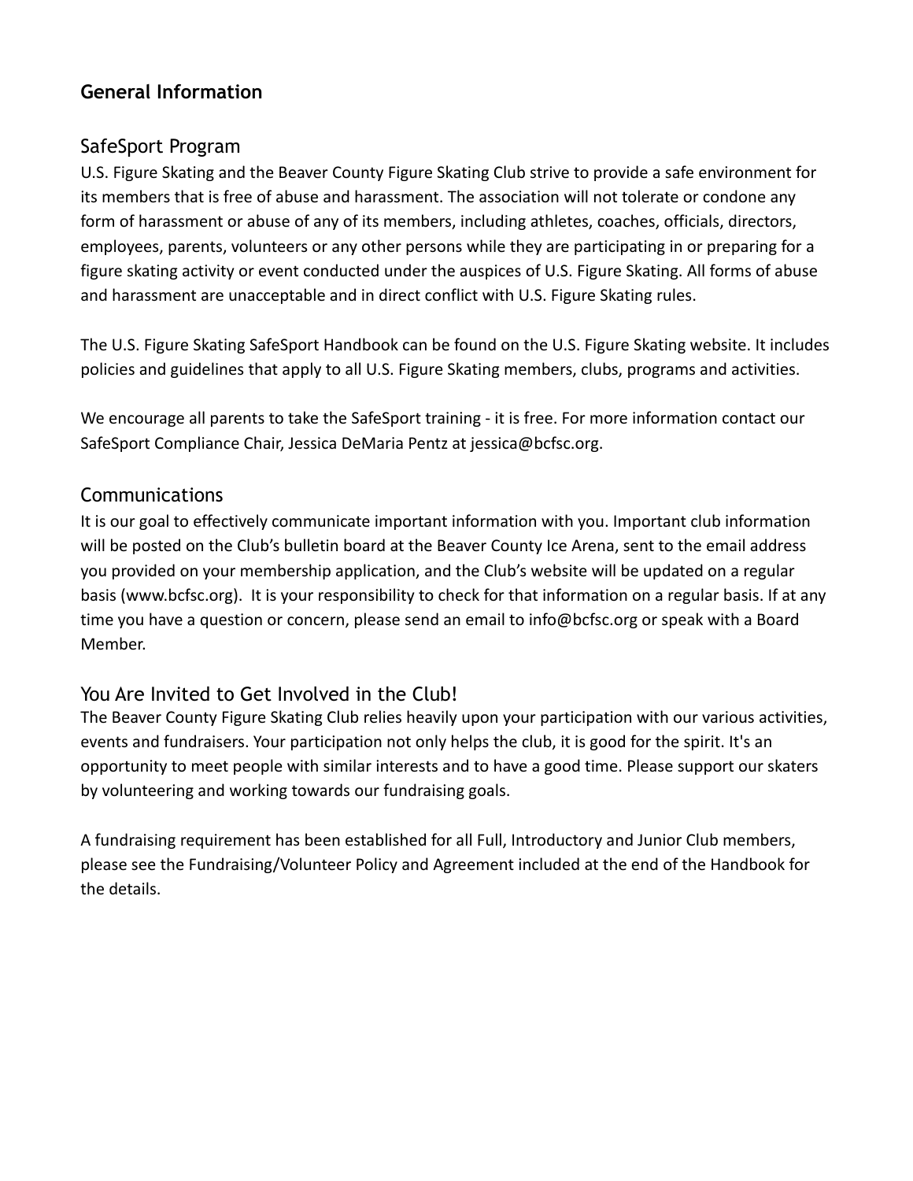## General Information

### SafeSport Program

U.S. Figure Skating and the Beaver County Figure Skating Club strive to provide a safe environment for its members that is free of abuse and harassment. The association will not tolerate or condone any form of harassment or abuse of any of its members, including athletes, coaches, officials, directors, employees, parents, volunteers or any other persons while they are participating in or preparing for a figure skating activity or event conducted under the auspices of U.S. Figure Skating. All forms of abuse and harassment are unacceptable and in direct conflict with U.S. Figure Skating rules.

The U.S. Figure Skating SafeSport Handbook can be found on the U.S. Figure Skating website. It includes policies and guidelines that apply to all U.S. Figure Skating members, clubs, programs and activities.

We encourage all parents to take the SafeSport training - it is free. For more information contact our SafeSport Compliance Chair, Jessica DeMaria Pentz at jessica@bcfsc.org.

### Communications

It is our goal to effectively communicate important information with you. Important club information will be posted on the Club's bulletin board at the Beaver County Ice Arena, sent to the email address you provided on your membership application, and the Club's website will be updated on a regular basis (www.bcfsc.org). It is your responsibility to check for that information on a regular basis. If at any time you have a question or concern, please send an email to info@bcfsc.org or speak with a Board Member.

### You Are Invited to Get Involved in the Club!

The Beaver County Figure Skating Club relies heavily upon your participation with our various activities, events and fundraisers. Your participation not only helps the club, it is good for the spirit. It's an opportunity to meet people with similar interests and to have a good time. Please support our skaters by volunteering and working towards our fundraising goals.

A fundraising requirement has been established for all Full, Introductory and Junior Club members, please see the Fundraising/Volunteer Policy and Agreement included at the end of the Handbook for the details.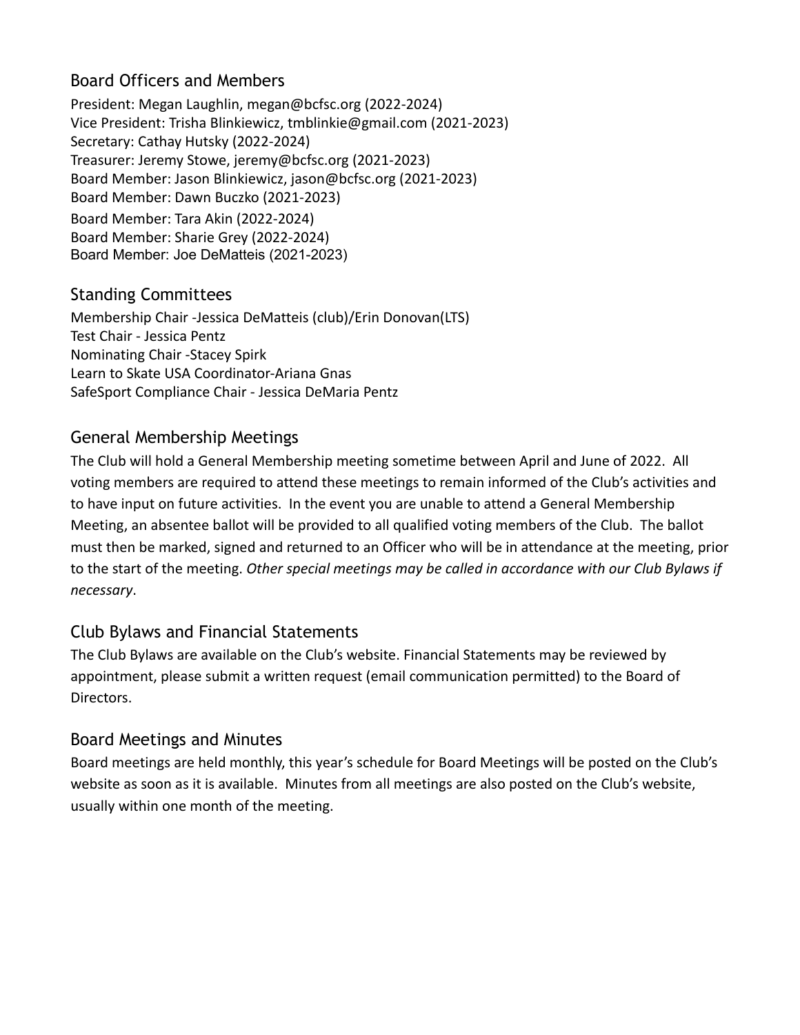## Board Officers and Members

President: Megan Laughlin, megan@bcfsc.org (2022-2024)
Vice President: Trisha Blinkiewicz, tmblinkie@gmail.com (2021-2023)
Secretary: Cathay Hutsky (2022-2024)
Treasurer: Jeremy Stowe, jeremy@bcfsc.org (2021-2023)
Board Member: Jason Blinkiewicz, jason@bcfsc.org (2021-2023)
Board Member: Dawn Buczko (2021-2023)
Board Member: Tara Akin (2022-2024)
Board Member: Sharie Grey (2022-2024)
Board Member: Joe DeMatteis (2021-2023)

## Standing Committees

Membership Chair -Jessica DeMatteis (club)/Erin Donovan(LTS)
Test Chair - Jessica Pentz
Nominating Chair -Stacey Spirk
Learn to Skate USA Coordinator-Ariana Gnas
SafeSport Compliance Chair - Jessica DeMaria Pentz

## General Membership Meetings

The Club will hold a General Membership meeting sometime between April and June of 2022. All voting members are required to attend these meetings to remain informed of the Club's activities and to have input on future activities. In the event you are unable to attend a General Membership Meeting, an absentee ballot will be provided to all qualified voting members of the Club. The ballot must then be marked, signed and returned to an Officer who will be in attendance at the meeting, prior to the start of the meeting. *Other special meetings may be called in accordance with our Club Bylaws if necessary*.

## Club Bylaws and Financial Statements

The Club Bylaws are available on the Club's website. Financial Statements may be reviewed by appointment, please submit a written request (email communication permitted) to the Board of Directors.

## Board Meetings and Minutes

Board meetings are held monthly, this year's schedule for Board Meetings will be posted on the Club's website as soon as it is available. Minutes from all meetings are also posted on the Club's website, usually within one month of the meeting.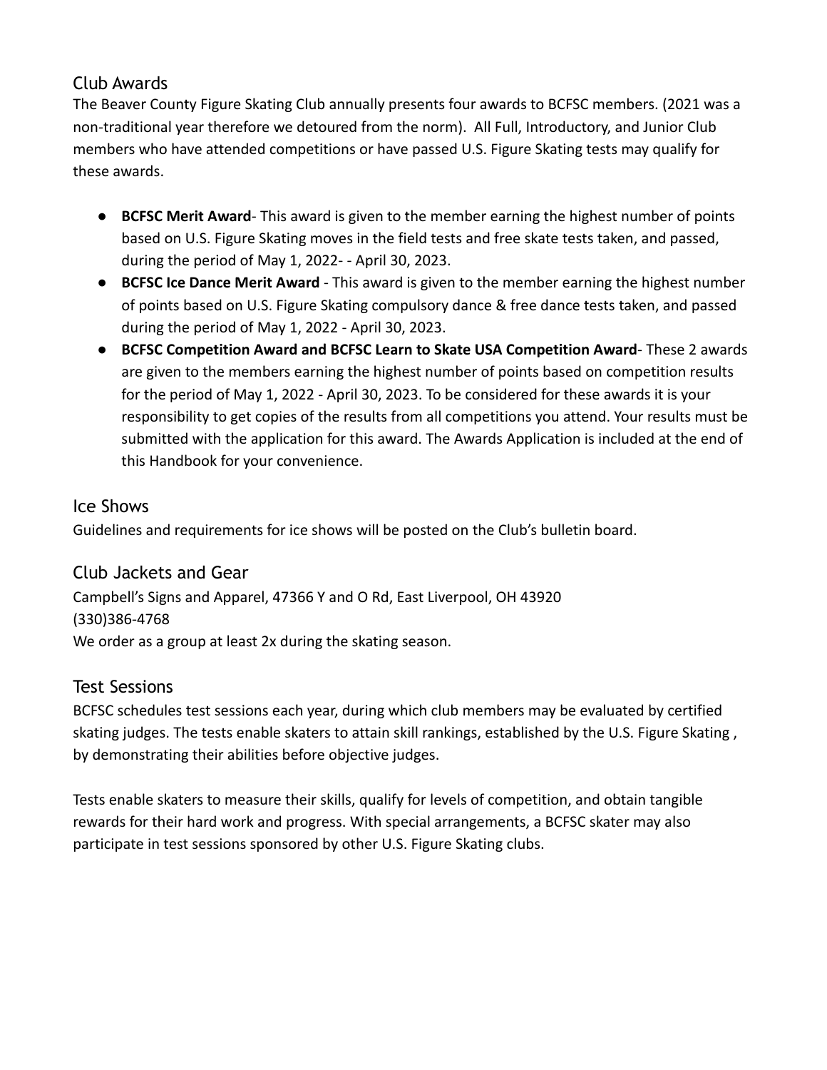## Club Awards

The Beaver County Figure Skating Club annually presents four awards to BCFSC members. (2021 was a non-traditional year therefore we detoured from the norm). All Full, Introductory, and Junior Club members who have attended competitions or have passed U.S. Figure Skating tests may qualify for these awards.

- **BCFSC Merit Award**- This award is given to the member earning the highest number of points based on U.S. Figure Skating moves in the field tests and free skate tests taken, and passed, during the period of May 1, 2022- - April 30, 2023.
- **BCFSC Ice Dance Merit Award** - This award is given to the member earning the highest number of points based on U.S. Figure Skating compulsory dance & free dance tests taken, and passed during the period of May 1, 2022 - April 30, 2023.
- **BCFSC Competition Award and BCFSC Learn to Skate USA Competition Award**- These 2 awards are given to the members earning the highest number of points based on competition results for the period of May 1, 2022 - April 30, 2023. To be considered for these awards it is your responsibility to get copies of the results from all competitions you attend. Your results must be submitted with the application for this award. The Awards Application is included at the end of this Handbook for your convenience.

## Ice Shows

Guidelines and requirements for ice shows will be posted on the Club's bulletin board.

## Club Jackets and Gear

Campbell's Signs and Apparel, 47366 Y and O Rd, East Liverpool, OH 43920
(330)386-4768
We order as a group at least 2x during the skating season.

## Test Sessions

BCFSC schedules test sessions each year, during which club members may be evaluated by certified skating judges. The tests enable skaters to attain skill rankings, established by the U.S. Figure Skating , by demonstrating their abilities before objective judges.

Tests enable skaters to measure their skills, qualify for levels of competition, and obtain tangible rewards for their hard work and progress. With special arrangements, a BCFSC skater may also participate in test sessions sponsored by other U.S. Figure Skating clubs.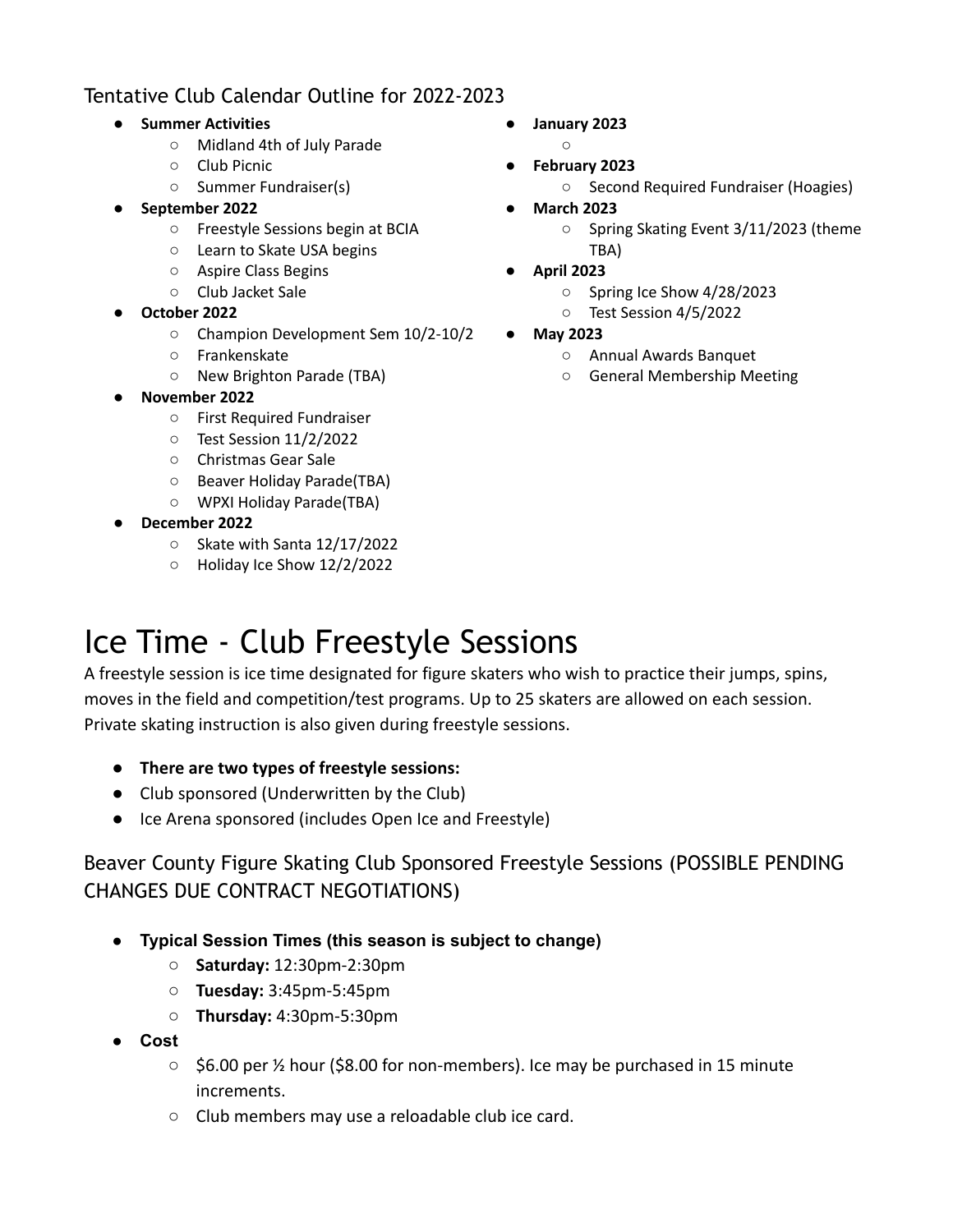## Tentative Club Calendar Outline for 2022-2023

- **Summer Activities**
  - Midland 4th of July Parade
  - Club Picnic
  - Summer Fundraiser(s)
- **September 2022**
  - Freestyle Sessions begin at BCIA
  - Learn to Skate USA begins
  - Aspire Class Begins
  - Club Jacket Sale
- **October 2022**
  - Champion Development Sem 10/2-10/2
  - Frankenskate
  - New Brighton Parade (TBA)
- **November 2022**
  - First Required Fundraiser
  - Test Session 11/2/2022
  - Christmas Gear Sale
  - Beaver Holiday Parade(TBA)
  - WPXI Holiday Parade(TBA)
- **December 2022**
  - Skate with Santa 12/17/2022
  - Holiday Ice Show 12/2/2022
- **January 2023**
  - 
- **February 2023**
  - Second Required Fundraiser (Hoagies)
- **March 2023**
  - Spring Skating Event 3/11/2023 (theme TBA)
- **April 2023**
  - Spring Ice Show 4/28/2023
  - Test Session 4/5/2022
- **May 2023**
  - Annual Awards Banquet
  - General Membership Meeting

# Ice Time - Club Freestyle Sessions

A freestyle session is ice time designated for figure skaters who wish to practice their jumps, spins, moves in the field and competition/test programs. Up to 25 skaters are allowed on each session. Private skating instruction is also given during freestyle sessions.

- **There are two types of freestyle sessions:**
- Club sponsored (Underwritten by the Club)
- Ice Arena sponsored (includes Open Ice and Freestyle)

## Beaver County Figure Skating Club Sponsored Freestyle Sessions (POSSIBLE PENDING CHANGES DUE CONTRACT NEGOTIATIONS)

- **Typical Session Times (this season is subject to change)**
  - **Saturday:** 12:30pm-2:30pm
  - **Tuesday:** 3:45pm-5:45pm
  - **Thursday:** 4:30pm-5:30pm
- **Cost**
  - $6.00 per ½ hour ($8.00 for non-members). Ice may be purchased in 15 minute increments.
  - Club members may use a reloadable club ice card.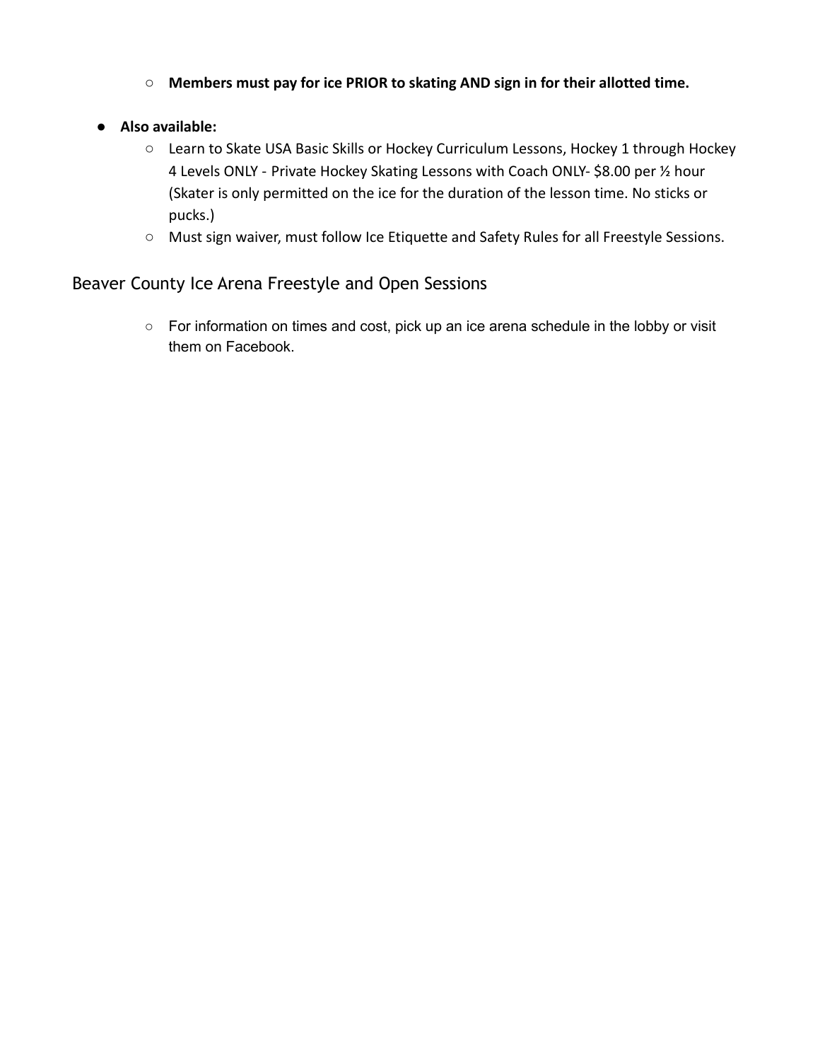- **Members must pay for ice PRIOR to skating AND sign in for their allotted time.**

- **Also available:**
  - Learn to Skate USA Basic Skills or Hockey Curriculum Lessons, Hockey 1 through Hockey 4 Levels ONLY - Private Hockey Skating Lessons with Coach ONLY- $8.00 per ½ hour (Skater is only permitted on the ice for the duration of the lesson time. No sticks or pucks.)
  - Must sign waiver, must follow Ice Etiquette and Safety Rules for all Freestyle Sessions.

## Beaver County Ice Arena Freestyle and Open Sessions

- For information on times and cost, pick up an ice arena schedule in the lobby or visit them on Facebook.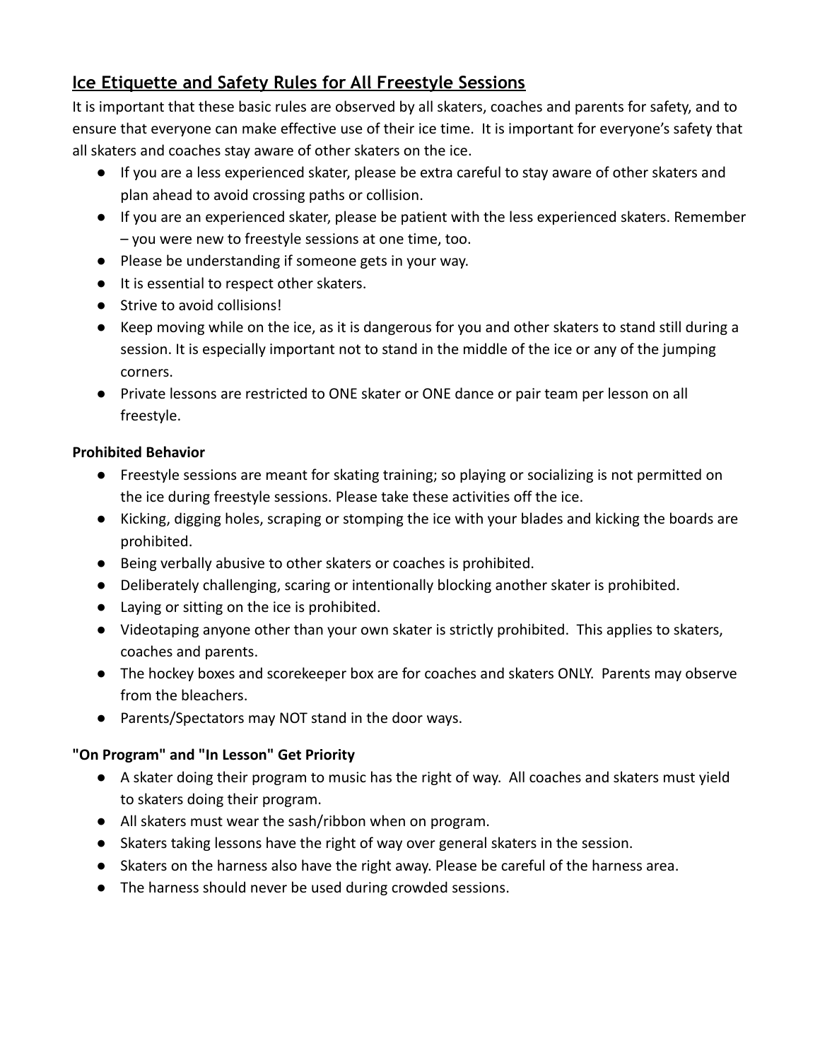## Ice Etiquette and Safety Rules for All Freestyle Sessions

It is important that these basic rules are observed by all skaters, coaches and parents for safety, and to ensure that everyone can make effective use of their ice time. It is important for everyone's safety that all skaters and coaches stay aware of other skaters on the ice.

- If you are a less experienced skater, please be extra careful to stay aware of other skaters and plan ahead to avoid crossing paths or collision.
- If you are an experienced skater, please be patient with the less experienced skaters. Remember – you were new to freestyle sessions at one time, too.
- Please be understanding if someone gets in your way.
- It is essential to respect other skaters.
- Strive to avoid collisions!
- Keep moving while on the ice, as it is dangerous for you and other skaters to stand still during a session. It is especially important not to stand in the middle of the ice or any of the jumping corners.
- Private lessons are restricted to ONE skater or ONE dance or pair team per lesson on all freestyle.

**Prohibited Behavior**

- Freestyle sessions are meant for skating training; so playing or socializing is not permitted on the ice during freestyle sessions. Please take these activities off the ice.
- Kicking, digging holes, scraping or stomping the ice with your blades and kicking the boards are prohibited.
- Being verbally abusive to other skaters or coaches is prohibited.
- Deliberately challenging, scaring or intentionally blocking another skater is prohibited.
- Laying or sitting on the ice is prohibited.
- Videotaping anyone other than your own skater is strictly prohibited. This applies to skaters, coaches and parents.
- The hockey boxes and scorekeeper box are for coaches and skaters ONLY. Parents may observe from the bleachers.
- Parents/Spectators may NOT stand in the door ways.

**"On Program" and "In Lesson" Get Priority**

- A skater doing their program to music has the right of way. All coaches and skaters must yield to skaters doing their program.
- All skaters must wear the sash/ribbon when on program.
- Skaters taking lessons have the right of way over general skaters in the session.
- Skaters on the harness also have the right away. Please be careful of the harness area.
- The harness should never be used during crowded sessions.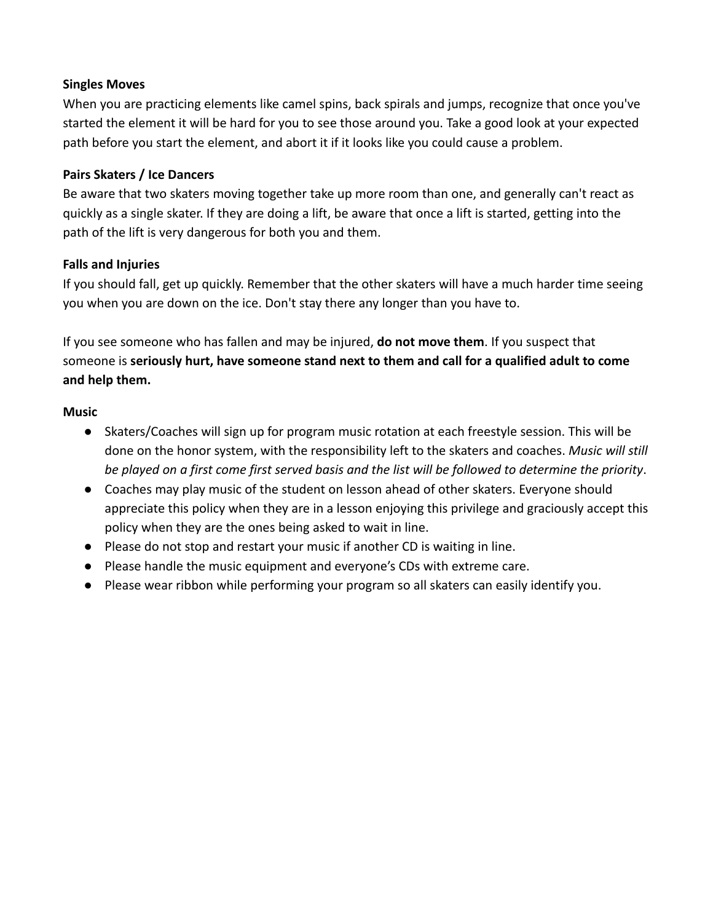**Singles Moves**

When you are practicing elements like camel spins, back spirals and jumps, recognize that once you've started the element it will be hard for you to see those around you. Take a good look at your expected path before you start the element, and abort it if it looks like you could cause a problem.

**Pairs Skaters / Ice Dancers**

Be aware that two skaters moving together take up more room than one, and generally can't react as quickly as a single skater. If they are doing a lift, be aware that once a lift is started, getting into the path of the lift is very dangerous for both you and them.

**Falls and Injuries**

If you should fall, get up quickly. Remember that the other skaters will have a much harder time seeing you when you are down on the ice. Don't stay there any longer than you have to.

If you see someone who has fallen and may be injured, **do not move them**. If you suspect that someone is **seriously hurt, have someone stand next to them and call for a qualified adult to come and help them.**

**Music**

- Skaters/Coaches will sign up for program music rotation at each freestyle session. This will be done on the honor system, with the responsibility left to the skaters and coaches. *Music will still be played on a first come first served basis and the list will be followed to determine the priority*.
- Coaches may play music of the student on lesson ahead of other skaters. Everyone should appreciate this policy when they are in a lesson enjoying this privilege and graciously accept this policy when they are the ones being asked to wait in line.
- Please do not stop and restart your music if another CD is waiting in line.
- Please handle the music equipment and everyone's CDs with extreme care.
- Please wear ribbon while performing your program so all skaters can easily identify you.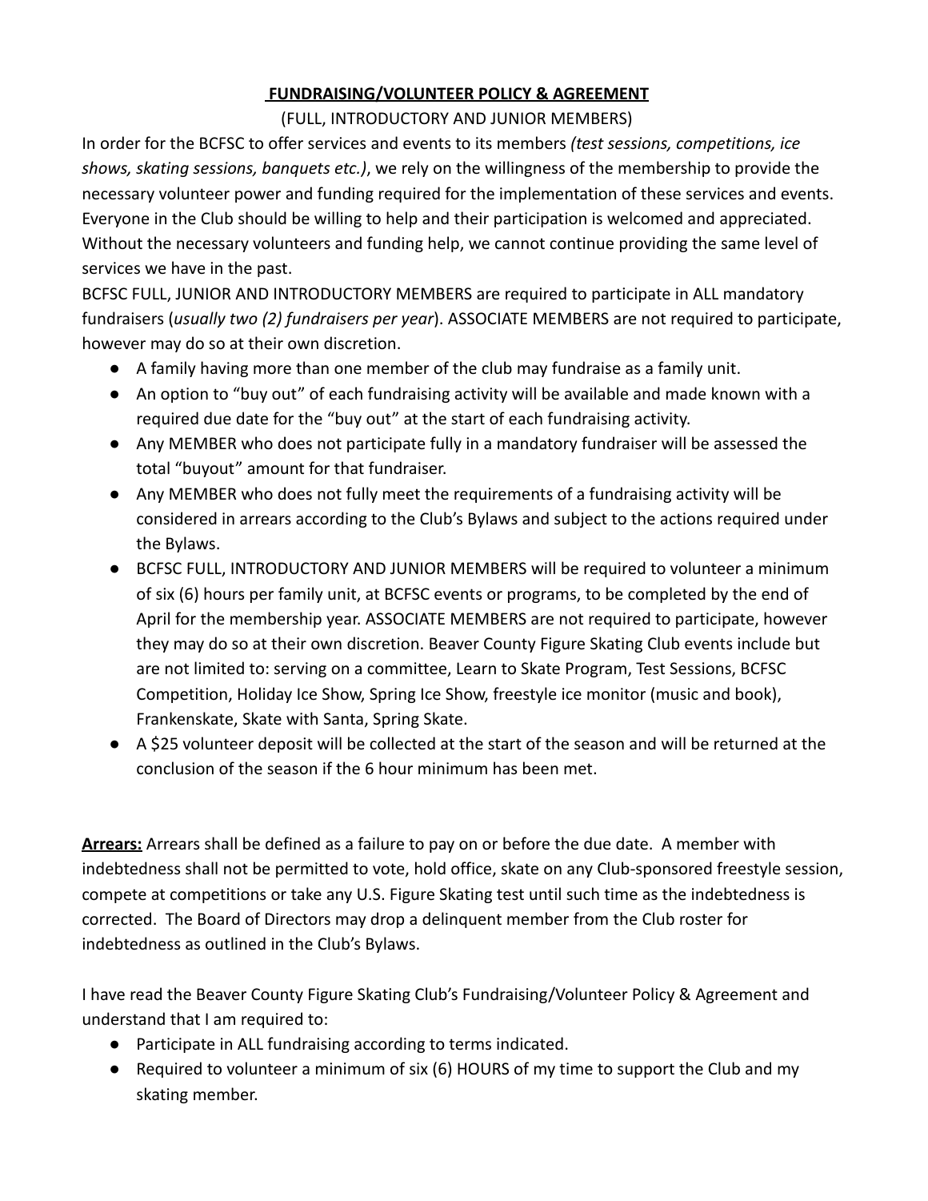## FUNDRAISING/VOLUNTEER POLICY & AGREEMENT

(FULL, INTRODUCTORY AND JUNIOR MEMBERS)

In order for the BCFSC to offer services and events to its members *(test sessions, competitions, ice shows, skating sessions, banquets etc.)*, we rely on the willingness of the membership to provide the necessary volunteer power and funding required for the implementation of these services and events. Everyone in the Club should be willing to help and their participation is welcomed and appreciated. Without the necessary volunteers and funding help, we cannot continue providing the same level of services we have in the past.

BCFSC FULL, JUNIOR AND INTRODUCTORY MEMBERS are required to participate in ALL mandatory fundraisers (*usually two (2) fundraisers per year*). ASSOCIATE MEMBERS are not required to participate, however may do so at their own discretion.

- A family having more than one member of the club may fundraise as a family unit.
- An option to "buy out" of each fundraising activity will be available and made known with a required due date for the "buy out" at the start of each fundraising activity.
- Any MEMBER who does not participate fully in a mandatory fundraiser will be assessed the total "buyout" amount for that fundraiser.
- Any MEMBER who does not fully meet the requirements of a fundraising activity will be considered in arrears according to the Club's Bylaws and subject to the actions required under the Bylaws.
- BCFSC FULL, INTRODUCTORY AND JUNIOR MEMBERS will be required to volunteer a minimum of six (6) hours per family unit, at BCFSC events or programs, to be completed by the end of April for the membership year. ASSOCIATE MEMBERS are not required to participate, however they may do so at their own discretion. Beaver County Figure Skating Club events include but are not limited to: serving on a committee, Learn to Skate Program, Test Sessions, BCFSC Competition, Holiday Ice Show, Spring Ice Show, freestyle ice monitor (music and book), Frankenskate, Skate with Santa, Spring Skate.
- A $25 volunteer deposit will be collected at the start of the season and will be returned at the conclusion of the season if the 6 hour minimum has been met.

**Arrears:** Arrears shall be defined as a failure to pay on or before the due date. A member with indebtedness shall not be permitted to vote, hold office, skate on any Club-sponsored freestyle session, compete at competitions or take any U.S. Figure Skating test until such time as the indebtedness is corrected. The Board of Directors may drop a delinquent member from the Club roster for indebtedness as outlined in the Club's Bylaws.

I have read the Beaver County Figure Skating Club's Fundraising/Volunteer Policy & Agreement and understand that I am required to:

- Participate in ALL fundraising according to terms indicated.
- Required to volunteer a minimum of six (6) HOURS of my time to support the Club and my skating member.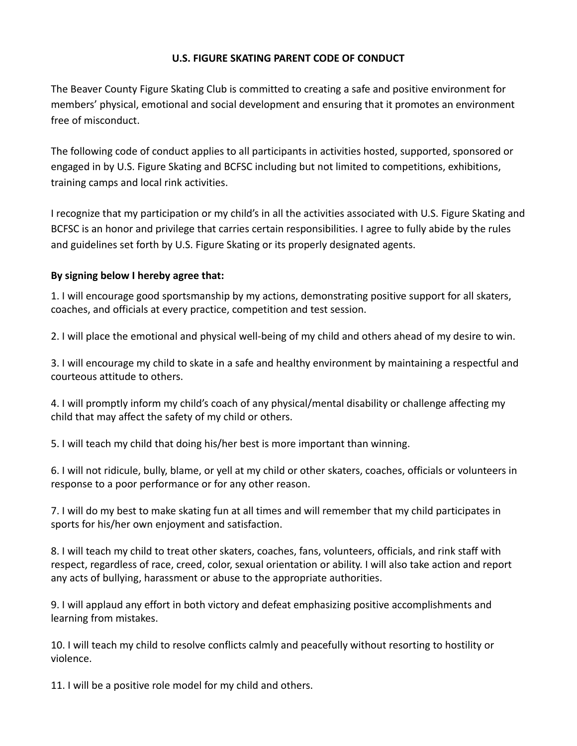## U.S. FIGURE SKATING PARENT CODE OF CONDUCT

The Beaver County Figure Skating Club is committed to creating a safe and positive environment for members' physical, emotional and social development and ensuring that it promotes an environment free of misconduct.

The following code of conduct applies to all participants in activities hosted, supported, sponsored or engaged in by U.S. Figure Skating and BCFSC including but not limited to competitions, exhibitions, training camps and local rink activities.

I recognize that my participation or my child's in all the activities associated with U.S. Figure Skating and BCFSC is an honor and privilege that carries certain responsibilities. I agree to fully abide by the rules and guidelines set forth by U.S. Figure Skating or its properly designated agents.

**By signing below I hereby agree that:**

1. I will encourage good sportsmanship by my actions, demonstrating positive support for all skaters, coaches, and officials at every practice, competition and test session.

2. I will place the emotional and physical well-being of my child and others ahead of my desire to win.

3. I will encourage my child to skate in a safe and healthy environment by maintaining a respectful and courteous attitude to others.

4. I will promptly inform my child's coach of any physical/mental disability or challenge affecting my child that may affect the safety of my child or others.

5. I will teach my child that doing his/her best is more important than winning.

6. I will not ridicule, bully, blame, or yell at my child or other skaters, coaches, officials or volunteers in response to a poor performance or for any other reason.

7. I will do my best to make skating fun at all times and will remember that my child participates in sports for his/her own enjoyment and satisfaction.

8. I will teach my child to treat other skaters, coaches, fans, volunteers, officials, and rink staff with respect, regardless of race, creed, color, sexual orientation or ability. I will also take action and report any acts of bullying, harassment or abuse to the appropriate authorities.

9. I will applaud any effort in both victory and defeat emphasizing positive accomplishments and learning from mistakes.

10. I will teach my child to resolve conflicts calmly and peacefully without resorting to hostility or violence.

11. I will be a positive role model for my child and others.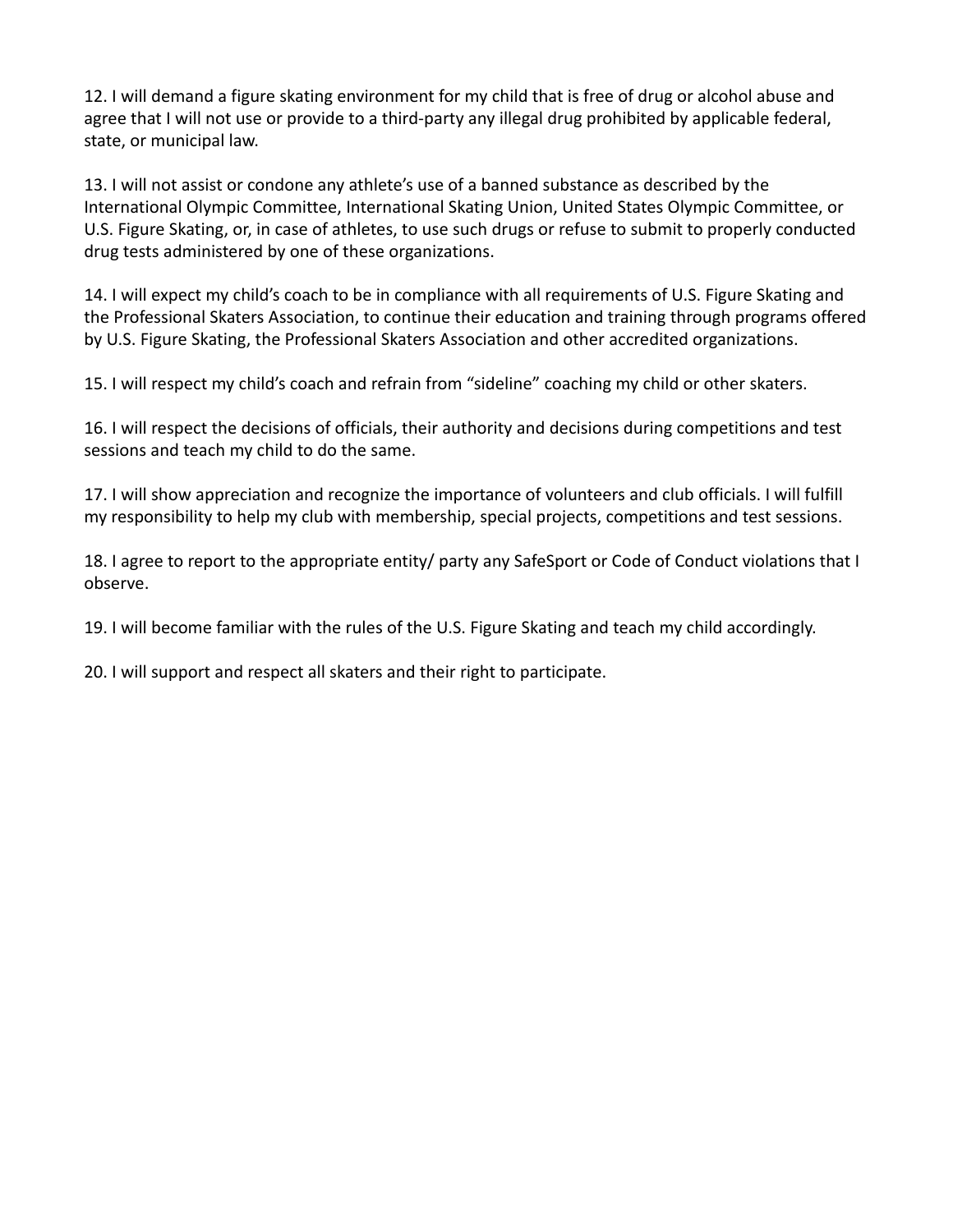12. I will demand a figure skating environment for my child that is free of drug or alcohol abuse and agree that I will not use or provide to a third-party any illegal drug prohibited by applicable federal, state, or municipal law.

13. I will not assist or condone any athlete's use of a banned substance as described by the International Olympic Committee, International Skating Union, United States Olympic Committee, or U.S. Figure Skating, or, in case of athletes, to use such drugs or refuse to submit to properly conducted drug tests administered by one of these organizations.

14. I will expect my child's coach to be in compliance with all requirements of U.S. Figure Skating and the Professional Skaters Association, to continue their education and training through programs offered by U.S. Figure Skating, the Professional Skaters Association and other accredited organizations.

15. I will respect my child's coach and refrain from "sideline" coaching my child or other skaters.

16. I will respect the decisions of officials, their authority and decisions during competitions and test sessions and teach my child to do the same.

17. I will show appreciation and recognize the importance of volunteers and club officials. I will fulfill my responsibility to help my club with membership, special projects, competitions and test sessions.

18. I agree to report to the appropriate entity/ party any SafeSport or Code of Conduct violations that I observe.

19. I will become familiar with the rules of the U.S. Figure Skating and teach my child accordingly.

20. I will support and respect all skaters and their right to participate.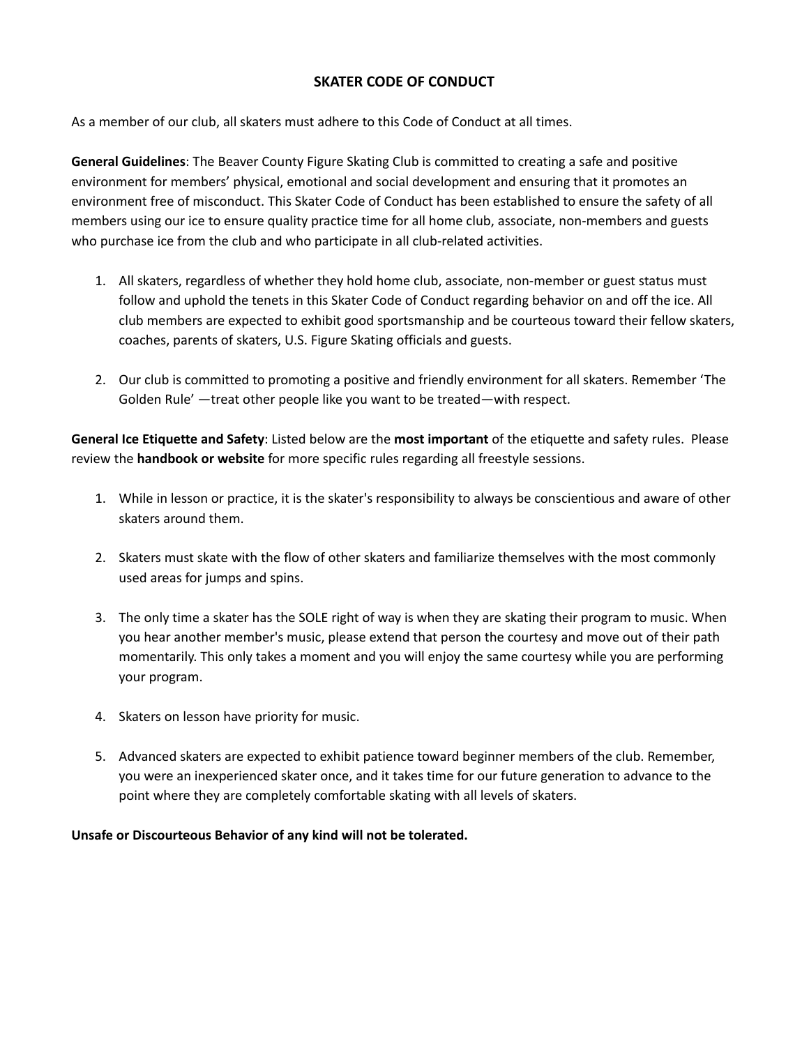# SKATER CODE OF CONDUCT

As a member of our club, all skaters must adhere to this Code of Conduct at all times.

**General Guidelines**: The Beaver County Figure Skating Club is committed to creating a safe and positive environment for members' physical, emotional and social development and ensuring that it promotes an environment free of misconduct. This Skater Code of Conduct has been established to ensure the safety of all members using our ice to ensure quality practice time for all home club, associate, non-members and guests who purchase ice from the club and who participate in all club-related activities.

1. All skaters, regardless of whether they hold home club, associate, non-member or guest status must follow and uphold the tenets in this Skater Code of Conduct regarding behavior on and off the ice. All club members are expected to exhibit good sportsmanship and be courteous toward their fellow skaters, coaches, parents of skaters, U.S. Figure Skating officials and guests.

2. Our club is committed to promoting a positive and friendly environment for all skaters. Remember 'The Golden Rule' —treat other people like you want to be treated—with respect.

**General Ice Etiquette and Safety**: Listed below are the **most important** of the etiquette and safety rules. Please review the **handbook or website** for more specific rules regarding all freestyle sessions.

1. While in lesson or practice, it is the skater's responsibility to always be conscientious and aware of other skaters around them.

2. Skaters must skate with the flow of other skaters and familiarize themselves with the most commonly used areas for jumps and spins.

3. The only time a skater has the SOLE right of way is when they are skating their program to music. When you hear another member's music, please extend that person the courtesy and move out of their path momentarily. This only takes a moment and you will enjoy the same courtesy while you are performing your program.

4. Skaters on lesson have priority for music.

5. Advanced skaters are expected to exhibit patience toward beginner members of the club. Remember, you were an inexperienced skater once, and it takes time for our future generation to advance to the point where they are completely comfortable skating with all levels of skaters.

**Unsafe or Discourteous Behavior of any kind will not be tolerated.**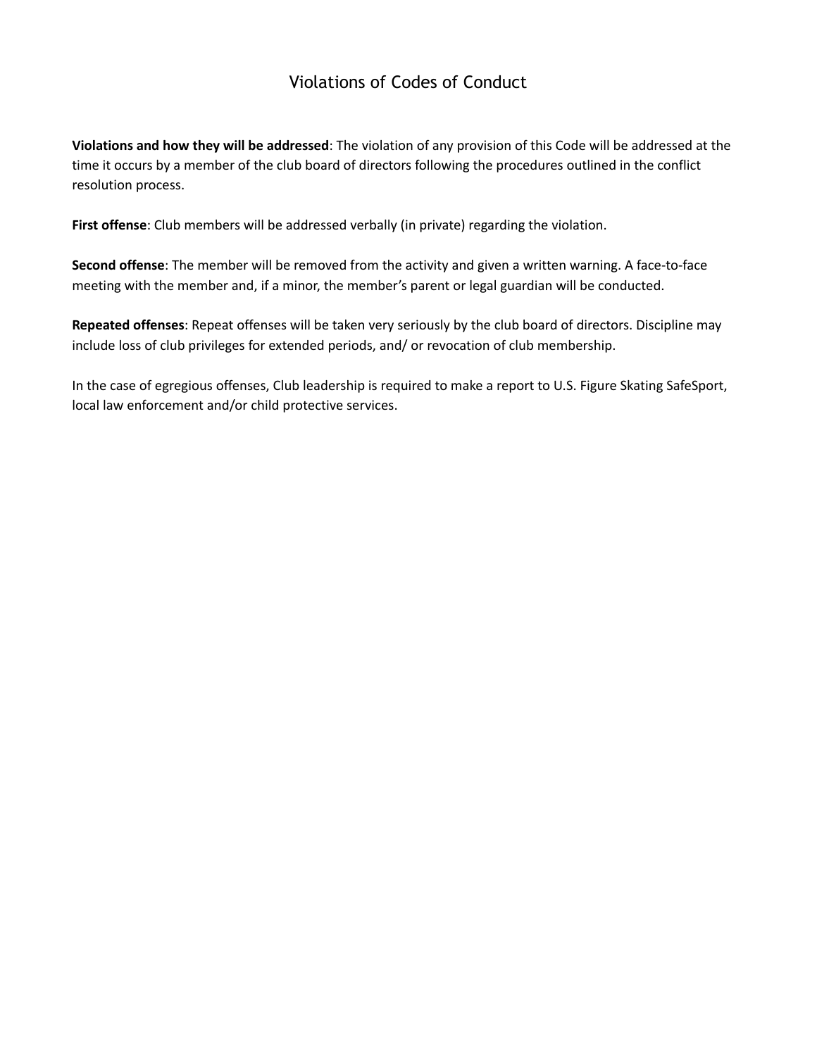# Violations of Codes of Conduct

**Violations and how they will be addressed**: The violation of any provision of this Code will be addressed at the time it occurs by a member of the club board of directors following the procedures outlined in the conflict resolution process.

**First offense**: Club members will be addressed verbally (in private) regarding the violation.

**Second offense**: The member will be removed from the activity and given a written warning. A face-to-face meeting with the member and, if a minor, the member's parent or legal guardian will be conducted.

**Repeated offenses**: Repeat offenses will be taken very seriously by the club board of directors. Discipline may include loss of club privileges for extended periods, and/ or revocation of club membership.

In the case of egregious offenses, Club leadership is required to make a report to U.S. Figure Skating SafeSport, local law enforcement and/or child protective services.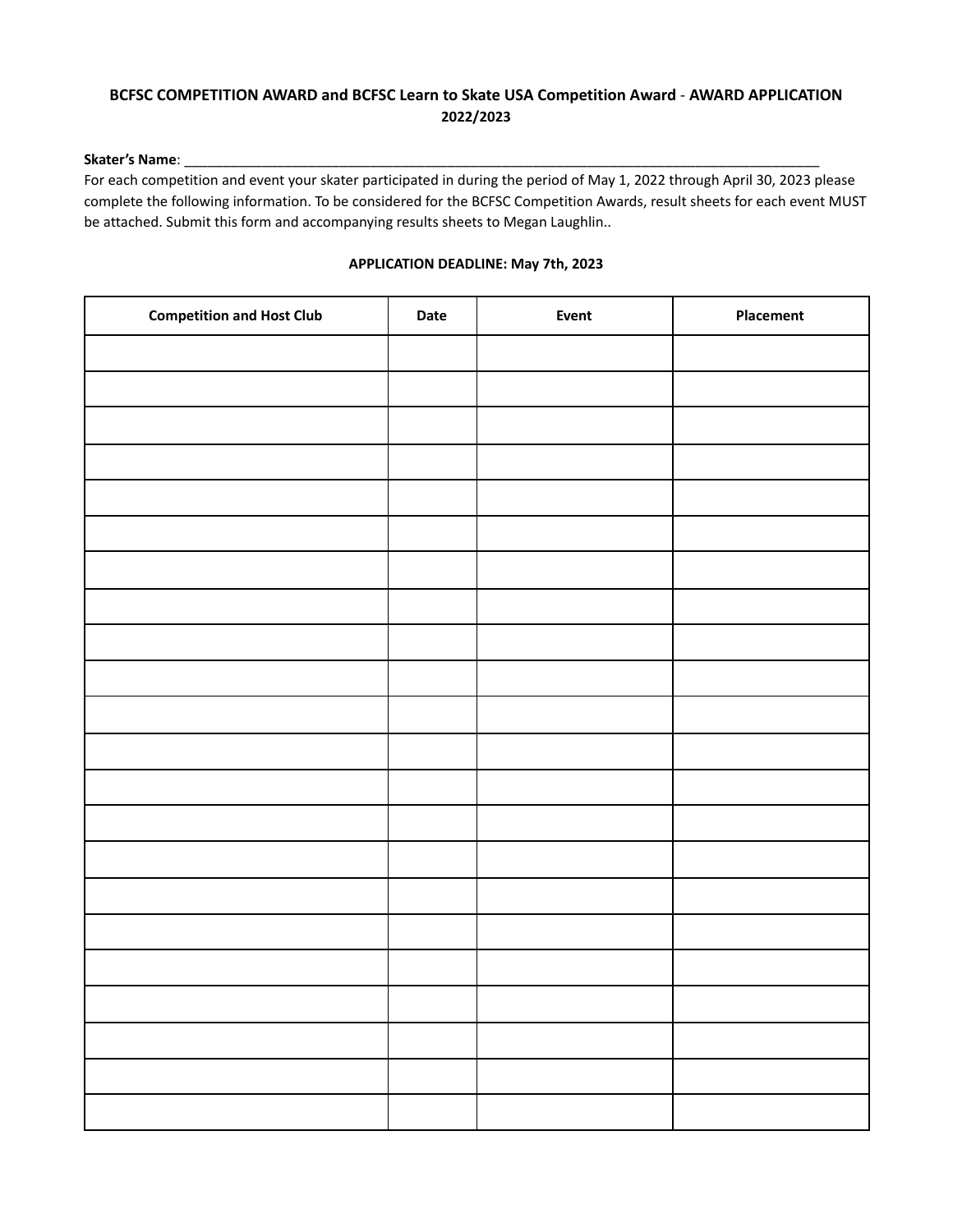**BCFSC COMPETITION AWARD and BCFSC Learn to Skate USA Competition Award - AWARD APPLICATION 2022/2023**

**Skater's Name**: ____________________________________________________________________________________

For each competition and event your skater participated in during the period of May 1, 2022 through April 30, 2023 please complete the following information. To be considered for the BCFSC Competition Awards, result sheets for each event MUST be attached. Submit this form and accompanying results sheets to Megan Laughlin..

**APPLICATION DEADLINE: May 7th, 2023**

| Competition and Host Club | Date | Event | Placement |
|---|---|---|---|
| | | | |
| | | | |
| | | | |
| | | | |
| | | | |
| | | | |
| | | | |
| | | | |
| | | | |
| | | | |
| | | | |
| | | | |
| | | | |
| | | | |
| | | | |
| | | | |
| | | | |
| | | | |
| | | | |
| | | | |
| | | | |
| | | | |